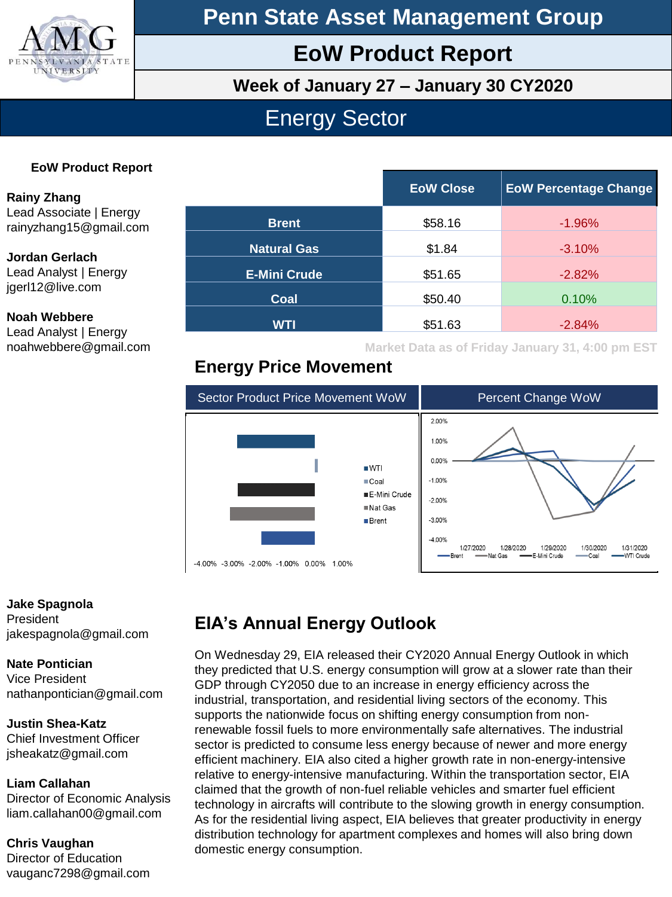# Penn State Asset Management Group

## EoW Product Report

### Week of January 27 – January 30 CY2020

## Energy Sector

**EoW Product Report**

**Rainy Zhang**
Lead Associate | Energy
rainyzhang15@gmail.com

**Jordan Gerlach**
Lead Analyst | Energy
jgerl12@live.com

**Noah Webbere**
Lead Analyst | Energy
noahwebbere@gmail.com

| | EoW Close | EoW Percentage Change |
|---|---|---|
| **Brent** | $58.16 | -1.96% |
| **Natural Gas** | $1.84 | -3.10% |
| **E-Mini Crude** | $51.65 | -2.82% |
| **Coal** | $50.40 | 0.10% |
| **WTI** | $51.63 | -2.84% |

Market Data as of Friday January 31, 4:00 pm EST

## Energy Price Movement

Sector Product Price Movement WoW

Percent Change WoW

**Jake Spagnola**
President
jakespagnola@gmail.com

**Nate Pontician**
Vice President
nathanpontician@gmail.com

**Justin Shea-Katz**
Chief Investment Officer
jsheakatz@gmail.com

**Liam Callahan**
Director of Economic Analysis
liam.callahan00@gmail.com

**Chris Vaughan**
Director of Education
vauganc7298@gmail.com

## EIA's Annual Energy Outlook

On Wednesday 29, EIA released their CY2020 Annual Energy Outlook in which they predicted that U.S. energy consumption will grow at a slower rate than their GDP through CY2050 due to an increase in energy efficiency across the industrial, transportation, and residential living sectors of the economy. This supports the nationwide focus on shifting energy consumption from non-renewable fossil fuels to more environmentally safe alternatives. The industrial sector is predicted to consume less energy because of newer and more energy efficient machinery. EIA also cited a higher growth rate in non-energy-intensive relative to energy-intensive manufacturing. Within the transportation sector, EIA claimed that the growth of non-fuel reliable vehicles and smarter fuel efficient technology in aircrafts will contribute to the slowing growth in energy consumption. As for the residential living aspect, EIA believes that greater productivity in energy distribution technology for apartment complexes and homes will also bring down domestic energy consumption.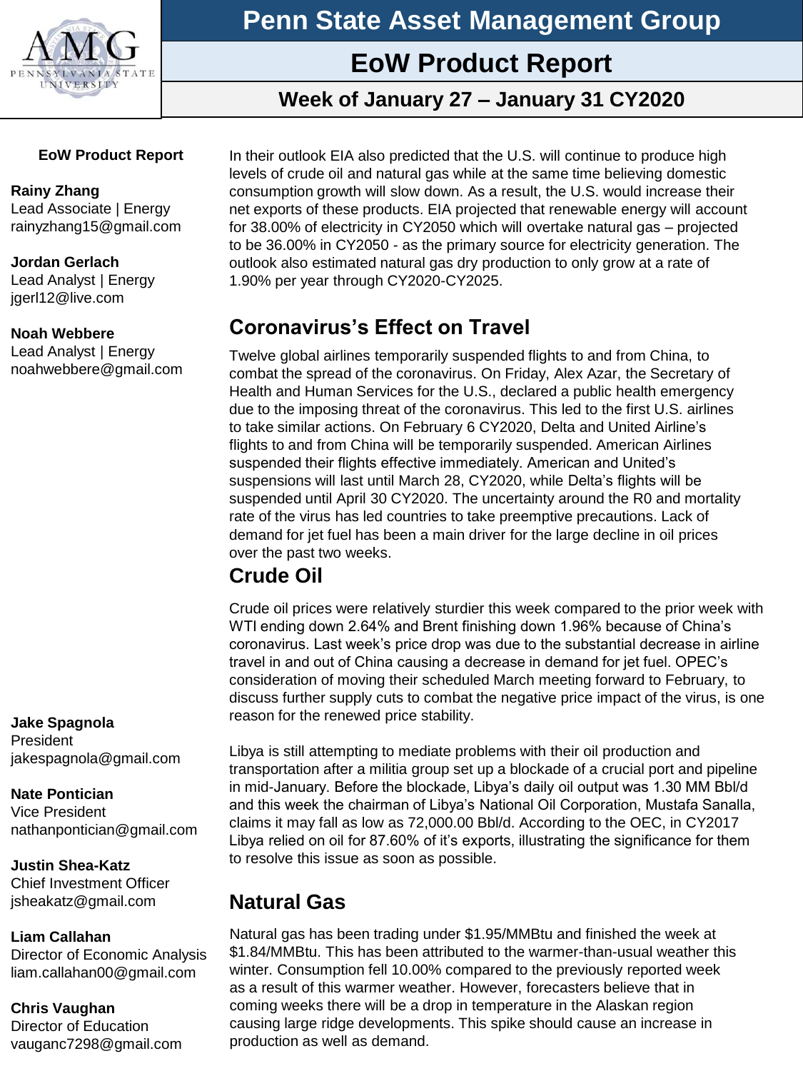# Penn State Asset Management Group

## EoW Product Report

### Week of January 27 – January 31 CY2020

**EoW Product Report**

**Rainy Zhang**
Lead Associate | Energy
rainyzhang15@gmail.com

**Jordan Gerlach**
Lead Analyst | Energy
jgerl12@live.com

**Noah Webbere**
Lead Analyst | Energy
noahwebbere@gmail.com

**Jake Spagnola**
President
jakespagnola@gmail.com

**Nate Pontician**
Vice President
nathanpontician@gmail.com

**Justin Shea-Katz**
Chief Investment Officer
jsheakatz@gmail.com

**Liam Callahan**
Director of Economic Analysis
liam.callahan00@gmail.com

**Chris Vaughan**
Director of Education
vauganc7298@gmail.com

In their outlook EIA also predicted that the U.S. will continue to produce high levels of crude oil and natural gas while at the same time believing domestic consumption growth will slow down. As a result, the U.S. would increase their net exports of these products. EIA projected that renewable energy will account for 38.00% of electricity in CY2050 which will overtake natural gas – projected to be 36.00% in CY2050 - as the primary source for electricity generation. The outlook also estimated natural gas dry production to only grow at a rate of 1.90% per year through CY2020-CY2025.

## Coronavirus's Effect on Travel

Twelve global airlines temporarily suspended flights to and from China, to combat the spread of the coronavirus. On Friday, Alex Azar, the Secretary of Health and Human Services for the U.S., declared a public health emergency due to the imposing threat of the coronavirus. This led to the first U.S. airlines to take similar actions. On February 6 CY2020, Delta and United Airline's flights to and from China will be temporarily suspended. American Airlines suspended their flights effective immediately. American and United's suspensions will last until March 28, CY2020, while Delta's flights will be suspended until April 30 CY2020. The uncertainty around the R0 and mortality rate of the virus has led countries to take preemptive precautions. Lack of demand for jet fuel has been a main driver for the large decline in oil prices over the past two weeks.

## Crude Oil

Crude oil prices were relatively sturdier this week compared to the prior week with WTI ending down 2.64% and Brent finishing down 1.96% because of China's coronavirus. Last week's price drop was due to the substantial decrease in airline travel in and out of China causing a decrease in demand for jet fuel. OPEC's consideration of moving their scheduled March meeting forward to February, to discuss further supply cuts to combat the negative price impact of the virus, is one reason for the renewed price stability.

Libya is still attempting to mediate problems with their oil production and transportation after a militia group set up a blockade of a crucial port and pipeline in mid-January. Before the blockade, Libya's daily oil output was 1.30 MM Bbl/d and this week the chairman of Libya's National Oil Corporation, Mustafa Sanalla, claims it may fall as low as 72,000.00 Bbl/d. According to the OEC, in CY2017 Libya relied on oil for 87.60% of it's exports, illustrating the significance for them to resolve this issue as soon as possible.

## Natural Gas

Natural gas has been trading under \$1.95/MMBtu and finished the week at \$1.84/MMBtu. This has been attributed to the warmer-than-usual weather this winter. Consumption fell 10.00% compared to the previously reported week as a result of this warmer weather. However, forecasters believe that in coming weeks there will be a drop in temperature in the Alaskan region causing large ridge developments. This spike should cause an increase in production as well as demand.